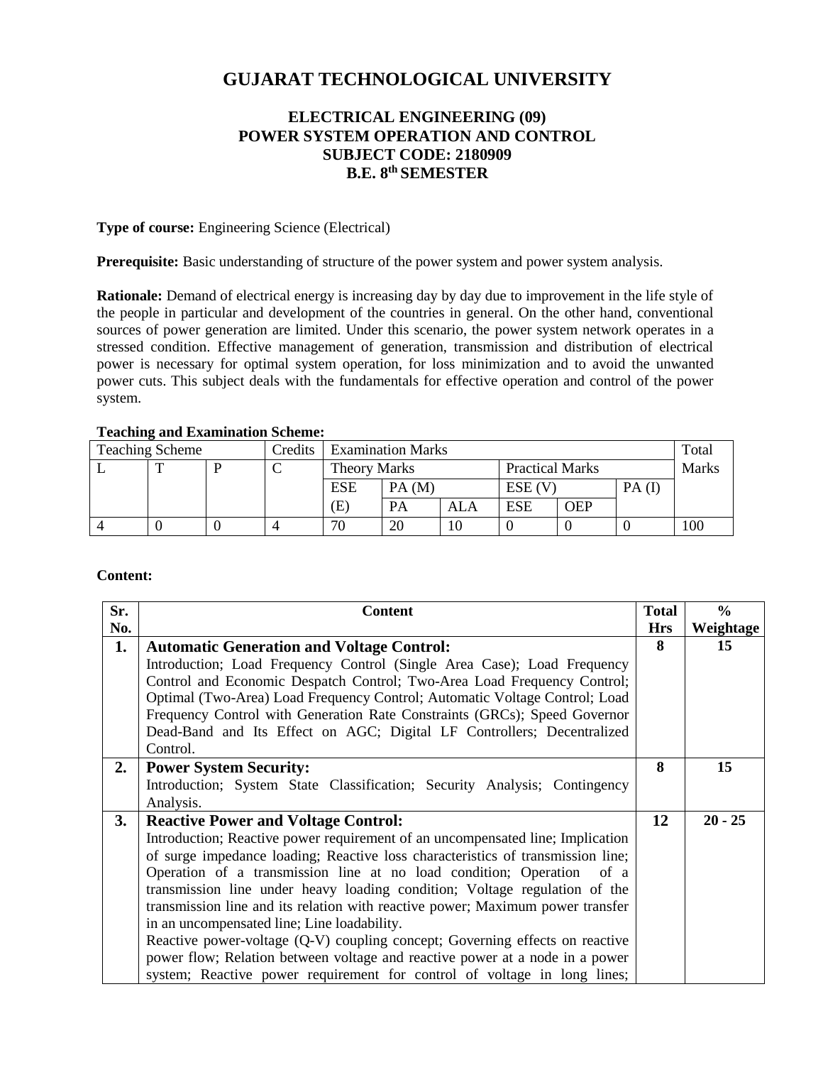# GUJARAT TECHNOLOGICAL UNIVERSITY

## ELECTRICAL ENGINEERING (09)
## POWER SYSTEM OPERATION AND CONTROL
## SUBJECT CODE: 2180909
## B.E. 8th SEMESTER

**Type of course:** Engineering Science (Electrical)

**Prerequisite:** Basic understanding of structure of the power system and power system analysis.

**Rationale:** Demand of electrical energy is increasing day by day due to improvement in the life style of the people in particular and development of the countries in general. On the other hand, conventional sources of power generation are limited. Under this scenario, the power system network operates in a stressed condition. Effective management of generation, transmission and distribution of electrical power is necessary for optimal system operation, for loss minimization and to avoid the unwanted power cuts. This subject deals with the fundamentals for effective operation and control of the power system.

**Teaching and Examination Scheme:**

| Teaching Scheme | | | Credits | Examination Marks | | | | | | Total Marks |
|---|---|---|---|---|---|---|---|---|---|---|
| L | T | P | C | Theory Marks | | | Practical Marks | | | |
| | | | | ESE (E) | PA (M) | | ESE (V) | | PA (I) | |
| | | | | | PA | ALA | ESE | OEP | | |
| 4 | 0 | 0 | 4 | 70 | 20 | 10 | 0 | 0 | 0 | 100 |

**Content:**

| Sr. No. | Content | Total Hrs | % Weightage |
|---|---|---|---|
| **1.** | **Automatic Generation and Voltage Control:** Introduction; Load Frequency Control (Single Area Case); Load Frequency Control and Economic Despatch Control; Two-Area Load Frequency Control; Optimal (Two-Area) Load Frequency Control; Automatic Voltage Control; Load Frequency Control with Generation Rate Constraints (GRCs); Speed Governor Dead-Band and Its Effect on AGC; Digital LF Controllers; Decentralized Control. | **8** | **15** |
| **2.** | **Power System Security:** Introduction; System State Classification; Security Analysis; Contingency Analysis. | **8** | **15** |
| **3.** | **Reactive Power and Voltage Control:** Introduction; Reactive power requirement of an uncompensated line; Implication of surge impedance loading; Reactive loss characteristics of transmission line; Operation of a transmission line at no load condition; Operation of a transmission line under heavy loading condition; Voltage regulation of the transmission line and its relation with reactive power; Maximum power transfer in an uncompensated line; Line loadability. Reactive power-voltage (Q-V) coupling concept; Governing effects on reactive power flow; Relation between voltage and reactive power at a node in a power system; Reactive power requirement for control of voltage in long lines; | **12** | **20 - 25** |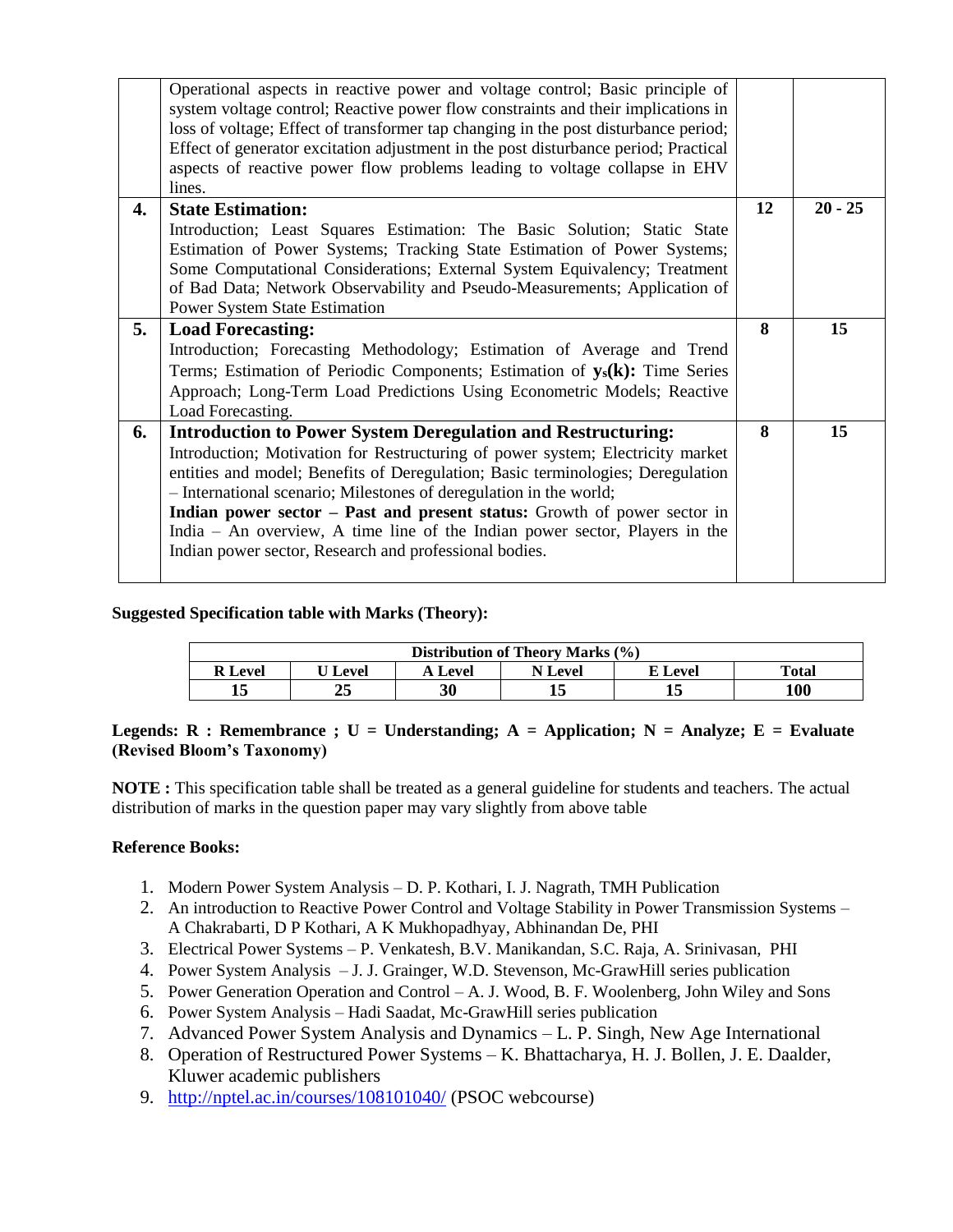|  | Operational aspects in reactive power and voltage control; Basic principle of system voltage control; Reactive power flow constraints and their implications in loss of voltage; Effect of transformer tap changing in the post disturbance period; Effect of generator excitation adjustment in the post disturbance period; Practical aspects of reactive power flow problems leading to voltage collapse in EHV lines. |  |  |
|---|---|---|---|
| **4.** | **State Estimation:** Introduction; Least Squares Estimation: The Basic Solution; Static State Estimation of Power Systems; Tracking State Estimation of Power Systems; Some Computational Considerations; External System Equivalency; Treatment of Bad Data; Network Observability and Pseudo-Measurements; Application of Power System State Estimation | **12** | **20 - 25** |
| **5.** | **Load Forecasting:** Introduction; Forecasting Methodology; Estimation of Average and Trend Terms; Estimation of Periodic Components; Estimation of $\mathbf{y_s(k)}$: Time Series Approach; Long-Term Load Predictions Using Econometric Models; Reactive Load Forecasting. | **8** | **15** |
| **6.** | **Introduction to Power System Deregulation and Restructuring:** Introduction; Motivation for Restructuring of power system; Electricity market entities and model; Benefits of Deregulation; Basic terminologies; Deregulation – International scenario; Milestones of deregulation in the world; **Indian power sector – Past and present status:** Growth of power sector in India – An overview, A time line of the Indian power sector, Players in the Indian power sector, Research and professional bodies. | **8** | **15** |

**Suggested Specification table with Marks (Theory):**

| **Distribution of Theory Marks (%)** | | | | | |
|---|---|---|---|---|---|
| **R Level** | **U Level** | **A Level** | **N Level** | **E Level** | **Total** |
| **15** | **25** | **30** | **15** | **15** | **100** |

**Legends: R : Remembrance ; U = Understanding; A = Application; N = Analyze; E = Evaluate (Revised Bloom's Taxonomy)**

**NOTE :** This specification table shall be treated as a general guideline for students and teachers. The actual distribution of marks in the question paper may vary slightly from above table

**Reference Books:**

1. Modern Power System Analysis – D. P. Kothari, I. J. Nagrath, TMH Publication
2. An introduction to Reactive Power Control and Voltage Stability in Power Transmission Systems – A Chakrabarti, D P Kothari, A K Mukhopadhyay, Abhinandan De, PHI
3. Electrical Power Systems – P. Venkatesh, B.V. Manikandan, S.C. Raja, A. Srinivasan, PHI
4. Power System Analysis – J. J. Grainger, W.D. Stevenson, Mc-GrawHill series publication
5. Power Generation Operation and Control – A. J. Wood, B. F. Woolenberg, John Wiley and Sons
6. Power System Analysis – Hadi Saadat, Mc-GrawHill series publication
7. Advanced Power System Analysis and Dynamics – L. P. Singh, New Age International
8. Operation of Restructured Power Systems – K. Bhattacharya, H. J. Bollen, J. E. Daalder, Kluwer academic publishers
9. http://nptel.ac.in/courses/108101040/ (PSOC webcourse)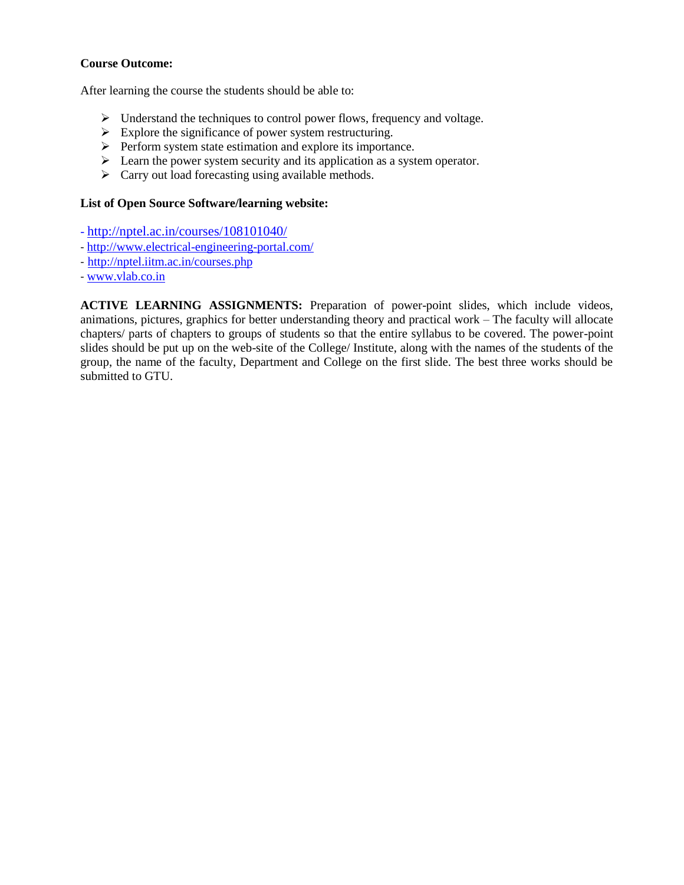**Course Outcome:**

After learning the course the students should be able to:

- Understand the techniques to control power flows, frequency and voltage.
- Explore the significance of power system restructuring.
- Perform system state estimation and explore its importance.
- Learn the power system security and its application as a system operator.
- Carry out load forecasting using available methods.

**List of Open Source Software/learning website:**

- http://nptel.ac.in/courses/108101040/
- http://www.electrical-engineering-portal.com/
- http://nptel.iitm.ac.in/courses.php
- www.vlab.co.in

**ACTIVE LEARNING ASSIGNMENTS:** Preparation of power-point slides, which include videos, animations, pictures, graphics for better understanding theory and practical work – The faculty will allocate chapters/ parts of chapters to groups of students so that the entire syllabus to be covered. The power-point slides should be put up on the web-site of the College/ Institute, along with the names of the students of the group, the name of the faculty, Department and College on the first slide. The best three works should be submitted to GTU.